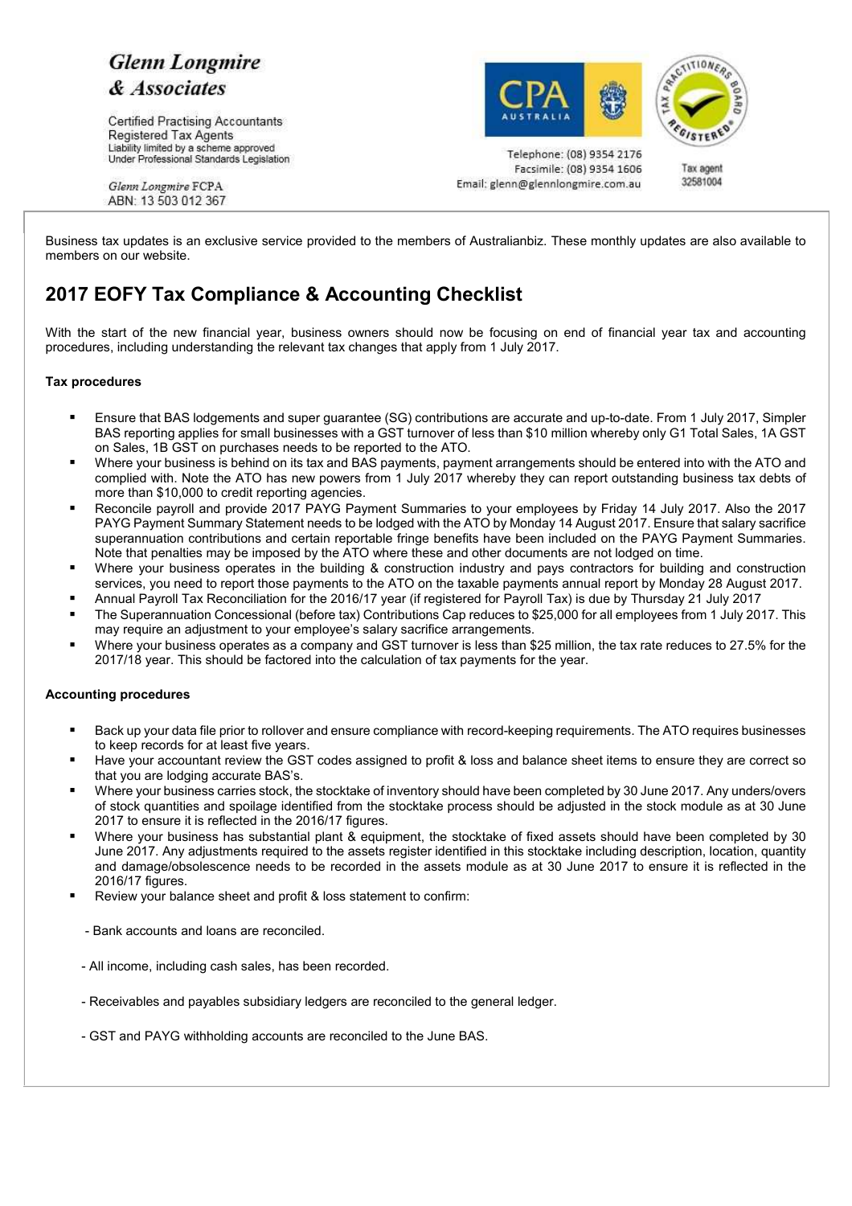**Glenn Longmire & Associates**

Certified Practising Accountants
Registered Tax Agents
Liability limited by a scheme approved Under Professional Standards Legislation

*Glenn Longmire* FCPA
ABN: 13 503 012 367

Telephone: (08) 9354 2176
Facsimile: (08) 9354 1606
Email: glenn@glennlongmire.com.au

Tax agent 32581004

Business tax updates is an exclusive service provided to the members of Australianbiz. These monthly updates are also available to members on our website.

## 2017 EOFY Tax Compliance & Accounting Checklist

With the start of the new financial year, business owners should now be focusing on end of financial year tax and accounting procedures, including understanding the relevant tax changes that apply from 1 July 2017.

**Tax procedures**

- Ensure that BAS lodgements and super guarantee (SG) contributions are accurate and up-to-date. From 1 July 2017, Simpler BAS reporting applies for small businesses with a GST turnover of less than $10 million whereby only G1 Total Sales, 1A GST on Sales, 1B GST on purchases needs to be reported to the ATO.
- Where your business is behind on its tax and BAS payments, payment arrangements should be entered into with the ATO and complied with. Note the ATO has new powers from 1 July 2017 whereby they can report outstanding business tax debts of more than $10,000 to credit reporting agencies.
- Reconcile payroll and provide 2017 PAYG Payment Summaries to your employees by Friday 14 July 2017. Also the 2017 PAYG Payment Summary Statement needs to be lodged with the ATO by Monday 14 August 2017. Ensure that salary sacrifice superannuation contributions and certain reportable fringe benefits have been included on the PAYG Payment Summaries. Note that penalties may be imposed by the ATO where these and other documents are not lodged on time.
- Where your business operates in the building & construction industry and pays contractors for building and construction services, you need to report those payments to the ATO on the taxable payments annual report by Monday 28 August 2017.
- Annual Payroll Tax Reconciliation for the 2016/17 year (if registered for Payroll Tax) is due by Thursday 21 July 2017
- The Superannuation Concessional (before tax) Contributions Cap reduces to $25,000 for all employees from 1 July 2017. This may require an adjustment to your employee's salary sacrifice arrangements.
- Where your business operates as a company and GST turnover is less than $25 million, the tax rate reduces to 27.5% for the 2017/18 year. This should be factored into the calculation of tax payments for the year.

**Accounting procedures**

- Back up your data file prior to rollover and ensure compliance with record-keeping requirements. The ATO requires businesses to keep records for at least five years.
- Have your accountant review the GST codes assigned to profit & loss and balance sheet items to ensure they are correct so that you are lodging accurate BAS's.
- Where your business carries stock, the stocktake of inventory should have been completed by 30 June 2017. Any unders/overs of stock quantities and spoilage identified from the stocktake process should be adjusted in the stock module as at 30 June 2017 to ensure it is reflected in the 2016/17 figures.
- Where your business has substantial plant & equipment, the stocktake of fixed assets should have been completed by 30 June 2017. Any adjustments required to the assets register identified in this stocktake including description, location, quantity and damage/obsolescence needs to be recorded in the assets module as at 30 June 2017 to ensure it is reflected in the 2016/17 figures.
- Review your balance sheet and profit & loss statement to confirm:

  - Bank accounts and loans are reconciled.
  - All income, including cash sales, has been recorded.
  - Receivables and payables subsidiary ledgers are reconciled to the general ledger.
  - GST and PAYG withholding accounts are reconciled to the June BAS.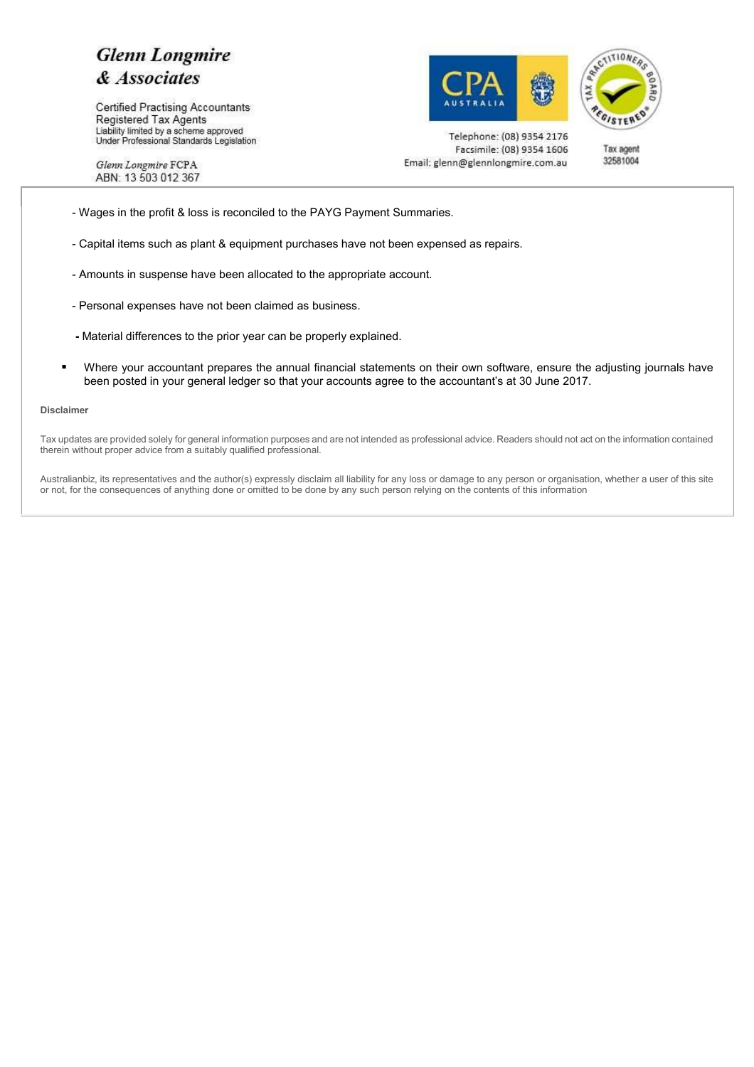- Wages in the profit & loss is reconciled to the PAYG Payment Summaries.

- Capital items such as plant & equipment purchases have not been expensed as repairs.

- Amounts in suspense have been allocated to the appropriate account.

- Personal expenses have not been claimed as business.

- Material differences to the prior year can be properly explained.

- Where your accountant prepares the annual financial statements on their own software, ensure the adjusting journals have been posted in your general ledger so that your accounts agree to the accountant's at 30 June 2017.

**Disclaimer**

Tax updates are provided solely for general information purposes and are not intended as professional advice. Readers should not act on the information contained therein without proper advice from a suitably qualified professional.

Australianbiz, its representatives and the author(s) expressly disclaim all liability for any loss or damage to any person or organisation, whether a user of this site or not, for the consequences of anything done or omitted to be done by any such person relying on the contents of this information